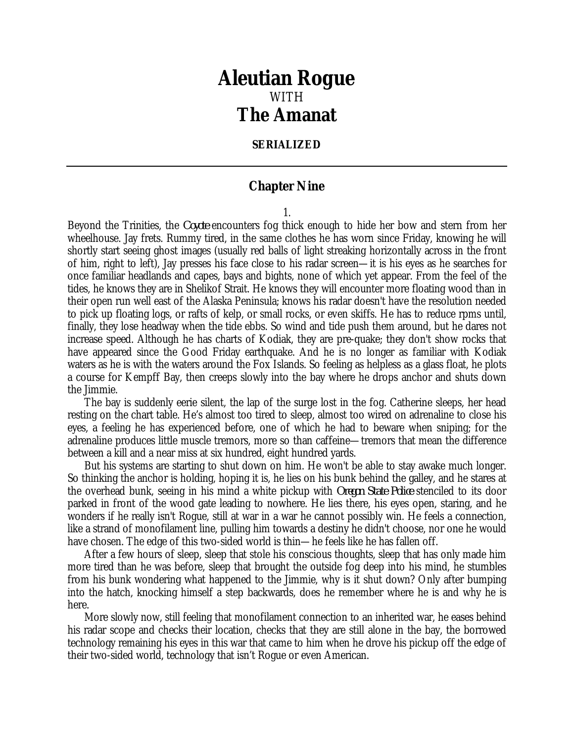# Aleutian Rogue

WITH

# The Amanat

**SERIALIZED**

---

## Chapter Nine

1.

Beyond the Trinities, the *Coyote* encounters fog thick enough to hide her bow and stern from her wheelhouse. Jay frets. Rummy tired, in the same clothes he has worn since Friday, knowing he will shortly start seeing ghost images (usually red balls of light streaking horizontally across in the front of him, right to left), Jay presses his face close to his radar screen—it is his eyes as he searches for once familiar headlands and capes, bays and bights, none of which yet appear. From the feel of the tides, he knows they are in Shelikof Strait. He knows they will encounter more floating wood than in their open run well east of the Alaska Peninsula; knows his radar doesn't have the resolution needed to pick up floating logs, or rafts of kelp, or small rocks, or even skiffs. He has to reduce rpms until, finally, they lose headway when the tide ebbs. So wind and tide push them around, but he dares not increase speed. Although he has charts of Kodiak, they are pre-quake; they don't show rocks that have appeared since the Good Friday earthquake. And he is no longer as familiar with Kodiak waters as he is with the waters around the Fox Islands. So feeling as helpless as a glass float, he plots a course for Kempff Bay, then creeps slowly into the bay where he drops anchor and shuts down the Jimmie.

The bay is suddenly eerie silent, the lap of the surge lost in the fog. Catherine sleeps, her head resting on the chart table. He's almost too tired to sleep, almost too wired on adrenaline to close his eyes, a feeling he has experienced before, one of which he had to beware when sniping; for the adrenaline produces little muscle tremors, more so than caffeine—tremors that mean the difference between a kill and a near miss at six hundred, eight hundred yards.

But his systems are starting to shut down on him. He won't be able to stay awake much longer. So thinking the anchor is holding, hoping it is, he lies on his bunk behind the galley, and he stares at the overhead bunk, seeing in his mind a white pickup with *Oregon State Police* stenciled to its door parked in front of the wood gate leading to nowhere. He lies there, his eyes open, staring, and he wonders if he really isn't Rogue, still at war in a war he cannot possibly win. He feels a connection, like a strand of monofilament line, pulling him towards a destiny he didn't choose, nor one he would have chosen. The edge of this two-sided world is thin—he feels like he has fallen off.

After a few hours of sleep, sleep that stole his conscious thoughts, sleep that has only made him more tired than he was before, sleep that brought the outside fog deep into his mind, he stumbles from his bunk wondering what happened to the Jimmie, why is it shut down? Only after bumping into the hatch, knocking himself a step backwards, does he remember where he is and why he is here.

More slowly now, still feeling that monofilament connection to an inherited war, he eases behind his radar scope and checks their location, checks that they are still alone in the bay, the borrowed technology remaining his eyes in this war that came to him when he drove his pickup off the edge of their two-sided world, technology that isn't Rogue or even American.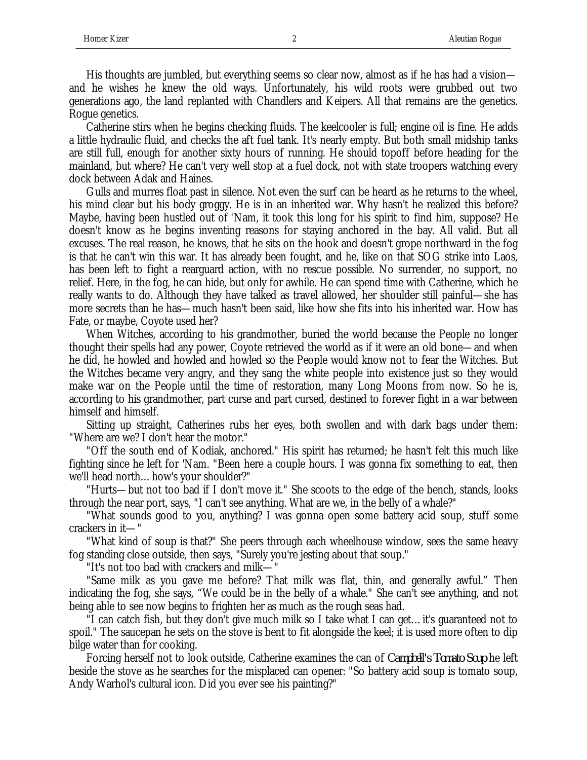His thoughts are jumbled, but everything seems so clear now, almost as if he has had a vision—and he wishes he knew the old ways. Unfortunately, his wild roots were grubbed out two generations ago, the land replanted with Chandlers and Keipers. All that remains are the genetics. Rogue genetics.

Catherine stirs when he begins checking fluids. The keelcooler is full; engine oil is fine. He adds a little hydraulic fluid, and checks the aft fuel tank. It's nearly empty. But both small midship tanks are still full, enough for another sixty hours of running. He should topoff before heading for the mainland, but where? He can't very well stop at a fuel dock, not with state troopers watching every dock between Adak and Haines.

Gulls and murres float past in silence. Not even the surf can be heard as he returns to the wheel, his mind clear but his body groggy. He is in an inherited war. Why hasn't he realized this before? Maybe, having been hustled out of 'Nam, it took this long for his spirit to find him, suppose? He doesn't know as he begins inventing reasons for staying anchored in the bay. All valid. But all excuses. The real reason, he knows, that he sits on the hook and doesn't grope northward in the fog is that he can't win this war. It has already been fought, and he, like on that SOG strike into Laos, has been left to fight a rearguard action, with no rescue possible. No surrender, no support, no relief. Here, in the fog, he can hide, but only for awhile. He can spend time with Catherine, which he really wants to do. Although they have talked as travel allowed, her shoulder still painful—she has more secrets than he has—much hasn't been said, like how she fits into his inherited war. How has Fate, or maybe, Coyote used her?

When Witches, according to his grandmother, buried the world because the People no longer thought their spells had any power, Coyote retrieved the world as if it were an old bone—and when he did, he howled and howled and howled so the People would know not to fear the Witches. But the Witches became very angry, and they sang the white people into existence just so they would make war on the People until the time of restoration, many Long Moons from now. So he is, according to his grandmother, part curse and part cursed, destined to forever fight in a war between himself and himself.

Sitting up straight, Catherines rubs her eyes, both swollen and with dark bags under them: "Where are we? I don't hear the motor."

"Off the south end of Kodiak, anchored." His spirit has returned; he hasn't felt this much like fighting since he left for 'Nam. "Been here a couple hours. I was gonna fix something to eat, then we'll head north… how's your shoulder?"

"Hurts—but not too bad if I don't move it." She scoots to the edge of the bench, stands, looks through the near port, says, "I can't see anything. What are we, in the belly of a whale?"

"What sounds good to you, anything? I was gonna open some battery acid soup, stuff some crackers in it—"

"What kind of soup is that?" She peers through each wheelhouse window, sees the same heavy fog standing close outside, then says, "Surely you're jesting about that soup."

"It's not too bad with crackers and milk—"

"Same milk as you gave me before? That milk was flat, thin, and generally awful." Then indicating the fog, she says, "We could be in the belly of a whale." She can't see anything, and not being able to see now begins to frighten her as much as the rough seas had.

"I can catch fish, but they don't give much milk so I take what I can get… it's guaranteed not to spoil." The saucepan he sets on the stove is bent to fit alongside the keel; it is used more often to dip bilge water than for cooking.

Forcing herself not to look outside, Catherine examines the can of *Campbell's Tomato Soup* he left beside the stove as he searches for the misplaced can opener: "So battery acid soup is tomato soup, Andy Warhol's cultural icon. Did you ever see his painting?"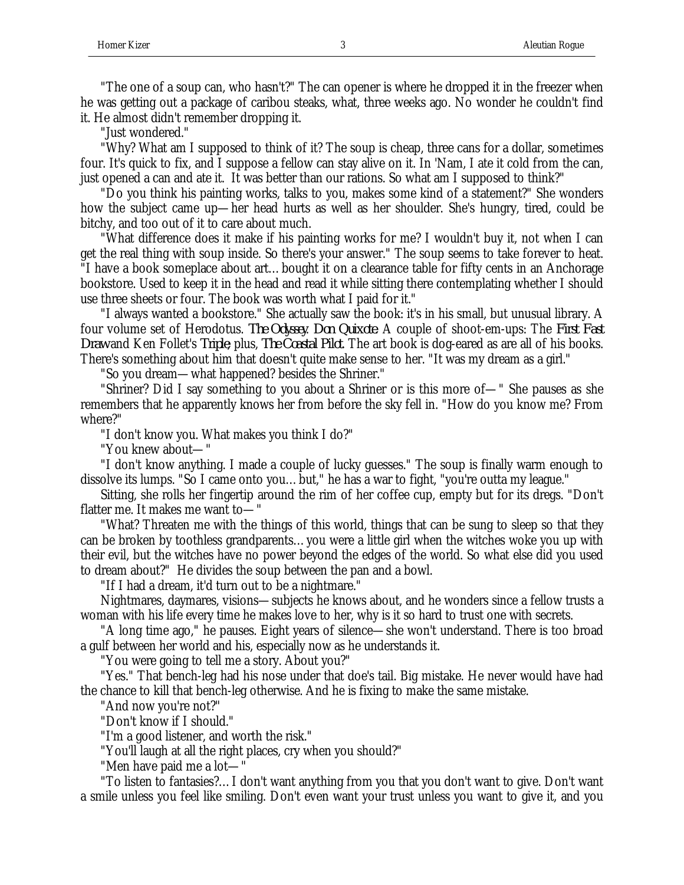"The one of a soup can, who hasn't?" The can opener is where he dropped it in the freezer when he was getting out a package of caribou steaks, what, three weeks ago. No wonder he couldn't find it. He almost didn't remember dropping it.

"Just wondered."

"Why? What am I supposed to think of it? The soup is cheap, three cans for a dollar, sometimes four. It's quick to fix, and I suppose a fellow can stay alive on it. In 'Nam, I ate it cold from the can, just opened a can and ate it. It was better than our rations. So what am I supposed to think?"

"Do you think his painting works, talks to you, makes some kind of a statement?" She wonders how the subject came up—her head hurts as well as her shoulder. She's hungry, tired, could be bitchy, and too out of it to care about much.

"What difference does it make if his painting works for me? I wouldn't buy it, not when I can get the real thing with soup inside. So there's your answer." The soup seems to take forever to heat. "I have a book someplace about art…bought it on a clearance table for fifty cents in an Anchorage bookstore. Used to keep it in the head and read it while sitting there contemplating whether I should use three sheets or four. The book was worth what I paid for it."

"I always wanted a bookstore." She actually saw the book: it's in his small, but unusual library. A four volume set of Herodotus. *The Odyssey*. *Don Quixote*. A couple of shoot-em-ups: The *First Fast Draw* and Ken Follet's *Triple*, plus, *The Coastal Pilot*. The art book is dog-eared as are all of his books. There's something about him that doesn't quite make sense to her. "It was my dream as a girl."

"So you dream—what happened? besides the Shriner."

"Shriner? Did I say something to you about a Shriner or is this more of—" She pauses as she remembers that he apparently knows her from before the sky fell in. "How do you know me? From where?"

"I don't know you. What makes you think I do?"

"You knew about—"

"I don't know anything. I made a couple of lucky guesses." The soup is finally warm enough to dissolve its lumps. "So I came onto you…but," he has a war to fight, "you're outta my league."

Sitting, she rolls her fingertip around the rim of her coffee cup, empty but for its dregs. "Don't flatter me. It makes me want to—"

"What? Threaten me with the things of this world, things that can be sung to sleep so that they can be broken by toothless grandparents…you were a little girl when the witches woke you up with their evil, but the witches have no power beyond the edges of the world. So what else did you used to dream about?" He divides the soup between the pan and a bowl.

"If I had a dream, it'd turn out to be a nightmare."

Nightmares, daymares, visions—subjects he knows about, and he wonders since a fellow trusts a woman with his life every time he makes love to her, why is it so hard to trust one with secrets.

"A long time ago," he pauses. Eight years of silence—she won't understand. There is too broad a gulf between her world and his, especially now as he understands it.

"You were going to tell me a story. About you?"

"Yes." That bench-leg had his nose under that doe's tail. Big mistake. He never would have had the chance to kill that bench-leg otherwise. And he is fixing to make the same mistake.

"And now you're not?"

"Don't know if I should."

"I'm a good listener, and worth the risk."

"You'll laugh at all the right places, cry when you should?"

"Men have paid me a lot—"

"To listen to fantasies?…I don't want anything from you that you don't want to give. Don't want a smile unless you feel like smiling. Don't even want your trust unless you want to give it, and you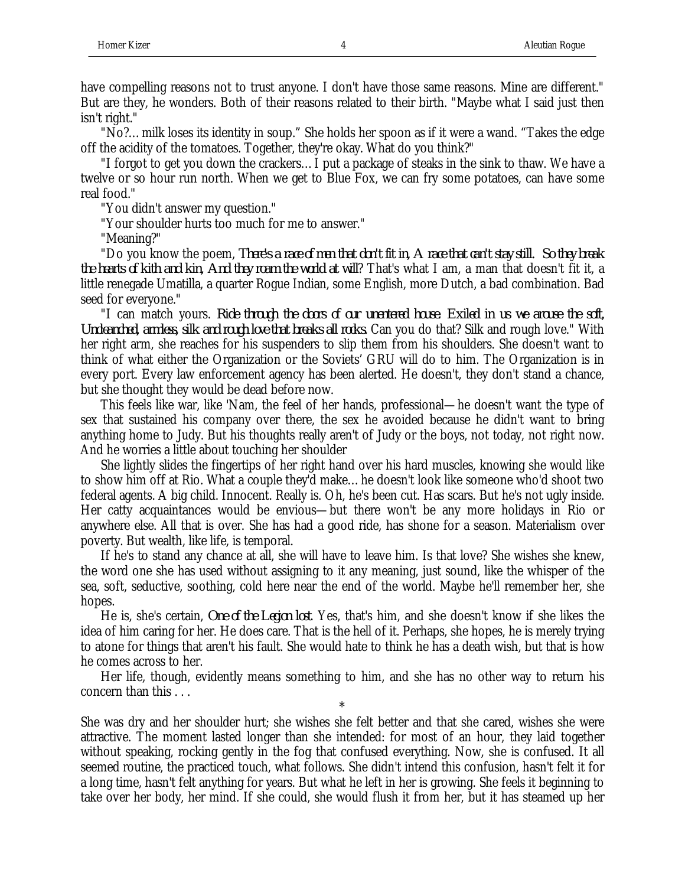have compelling reasons not to trust anyone. I don't have those same reasons. Mine are different." But are they, he wonders. Both of their reasons related to their birth. "Maybe what I said just then isn't right."

"No?... milk loses its identity in soup." She holds her spoon as if it were a wand. "Takes the edge off the acidity of the tomatoes. Together, they're okay. What do you think?"

"I forgot to get you down the crackers... I put a package of steaks in the sink to thaw. We have a twelve or so hour run north. When we get to Blue Fox, we can fry some potatoes, can have some real food."

"You didn't answer my question."

"Your shoulder hurts too much for me to answer."

"Meaning?"

"Do you know the poem, *There's a race of men that don't fit in, A race that can't stay still. So they break the hearts of kith and kin, And they roam the world at will*? That's what I am, a man that doesn't fit it, a little renegade Umatilla, a quarter Rogue Indian, some English, more Dutch, a bad combination. Bad seed for everyone."

"I can match yours. *Ride through the doors of our unentered house. Exiled in us we arouse the soft, Unclenched, armless, silk and rough love that breaks all rocks.* Can you do that? Silk and rough love." With her right arm, she reaches for his suspenders to slip them from his shoulders. She doesn't want to think of what either the Organization or the Soviets' GRU will do to him. The Organization is in every port. Every law enforcement agency has been alerted. He doesn't, they don't stand a chance, but she thought they would be dead before now.

This feels like war, like 'Nam, the feel of her hands, professional—he doesn't want the type of sex that sustained his company over there, the sex he avoided because he didn't want to bring anything home to Judy. But his thoughts really aren't of Judy or the boys, not today, not right now. And he worries a little about touching her shoulder

She lightly slides the fingertips of her right hand over his hard muscles, knowing she would like to show him off at Rio. What a couple they'd make... he doesn't look like someone who'd shoot two federal agents. A big child. Innocent. Really is. Oh, he's been cut. Has scars. But he's not ugly inside. Her catty acquaintances would be envious—but there won't be any more holidays in Rio or anywhere else. All that is over. She has had a good ride, has shone for a season. Materialism over poverty. But wealth, like life, is temporal.

If he's to stand any chance at all, she will have to leave him. Is that love? She wishes she knew, the word one she has used without assigning to it any meaning, just sound, like the whisper of the sea, soft, seductive, soothing, cold here near the end of the world. Maybe he'll remember her, she hopes.

He is, she's certain, *One of the Legion lost.* Yes, that's him, and she doesn't know if she likes the idea of him caring for her. He does care. That is the hell of it. Perhaps, she hopes, he is merely trying to atone for things that aren't his fault. She would hate to think he has a death wish, but that is how he comes across to her.

Her life, though, evidently means something to him, and she has no other way to return his concern than this . . .

*

She was dry and her shoulder hurt; she wishes she felt better and that she cared, wishes she were attractive. The moment lasted longer than she intended: for most of an hour, they laid together without speaking, rocking gently in the fog that confused everything. Now, she is confused. It all seemed routine, the practiced touch, what follows. She didn't intend this confusion, hasn't felt it for a long time, hasn't felt anything for years. But what he left in her is growing. She feels it beginning to take over her body, her mind. If she could, she would flush it from her, but it has steamed up her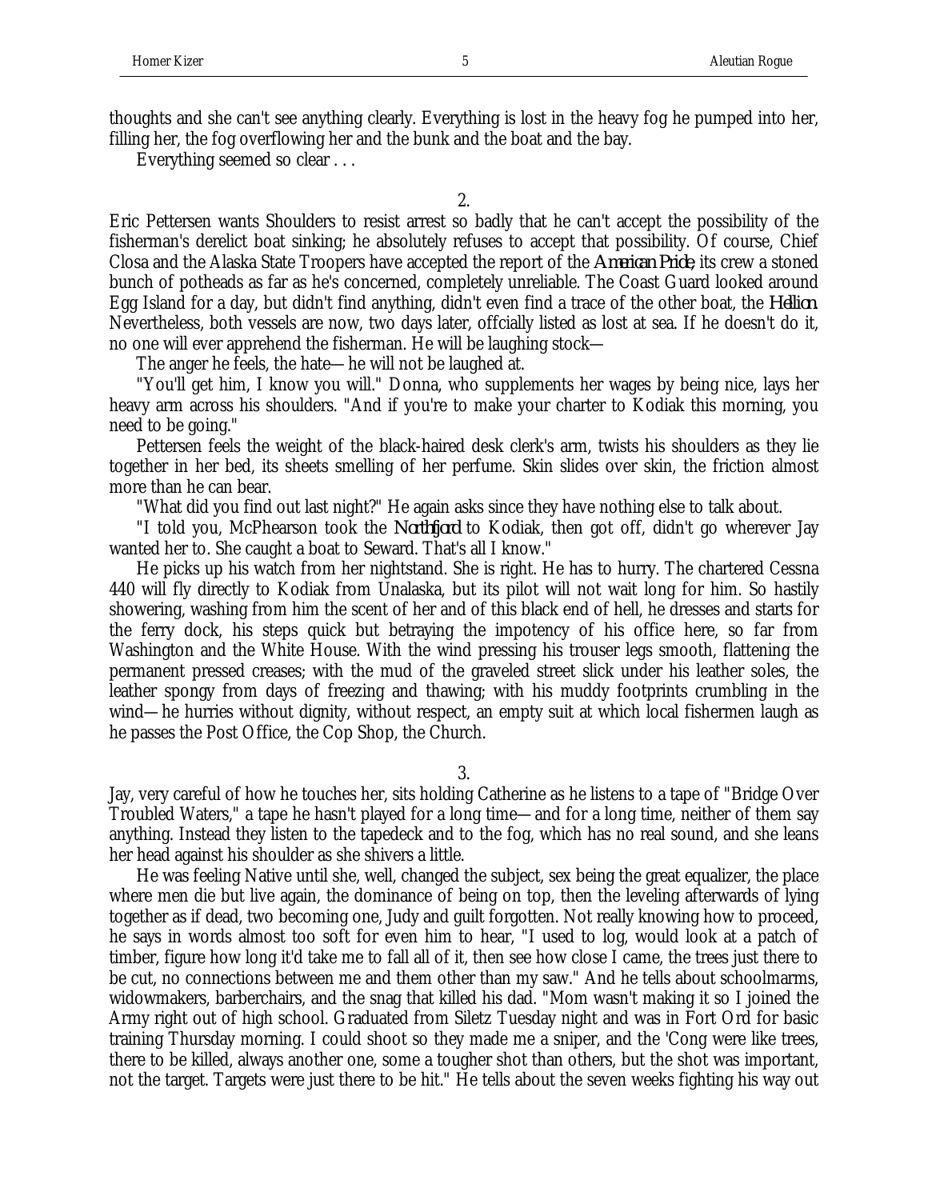thoughts and she can't see anything clearly. Everything is lost in the heavy fog he pumped into her, filling her, the fog overflowing her and the bunk and the boat and the bay.

Everything seemed so clear . . .

2.

Eric Pettersen wants Shoulders to resist arrest so badly that he can't accept the possibility of the fisherman's derelict boat sinking; he absolutely refuses to accept that possibility. Of course, Chief Closa and the Alaska State Troopers have accepted the report of the *American Pride*, its crew a stoned bunch of potheads as far as he's concerned, completely unreliable. The Coast Guard looked around Egg Island for a day, but didn't find anything, didn't even find a trace of the other boat, the *Hellion*. Nevertheless, both vessels are now, two days later, offcially listed as lost at sea. If he doesn't do it, no one will ever apprehend the fisherman. He will be laughing stock—

The anger he feels, the hate—he will not be laughed at.

"You'll get him, I know you will." Donna, who supplements her wages by being nice, lays her heavy arm across his shoulders. "And if you're to make your charter to Kodiak this morning, you need to be going."

Pettersen feels the weight of the black-haired desk clerk's arm, twists his shoulders as they lie together in her bed, its sheets smelling of her perfume. Skin slides over skin, the friction almost more than he can bear.

"What did you find out last night?" He again asks since they have nothing else to talk about.

"I told you, McPhearson took the *Northfjord* to Kodiak, then got off, didn't go wherever Jay wanted her to. She caught a boat to Seward. That's all I know."

He picks up his watch from her nightstand. She is right. He has to hurry. The chartered Cessna 440 will fly directly to Kodiak from Unalaska, but its pilot will not wait long for him. So hastily showering, washing from him the scent of her and of this black end of hell, he dresses and starts for the ferry dock, his steps quick but betraying the impotency of his office here, so far from Washington and the White House. With the wind pressing his trouser legs smooth, flattening the permanent pressed creases; with the mud of the graveled street slick under his leather soles, the leather spongy from days of freezing and thawing; with his muddy footprints crumbling in the wind—he hurries without dignity, without respect, an empty suit at which local fishermen laugh as he passes the Post Office, the Cop Shop, the Church.

3.

Jay, very careful of how he touches her, sits holding Catherine as he listens to a tape of "Bridge Over Troubled Waters," a tape he hasn't played for a long time—and for a long time, neither of them say anything. Instead they listen to the tapedeck and to the fog, which has no real sound, and she leans her head against his shoulder as she shivers a little.

He was feeling Native until she, well, changed the subject, sex being the great equalizer, the place where men die but live again, the dominance of being on top, then the leveling afterwards of lying together as if dead, two becoming one, Judy and guilt forgotten. Not really knowing how to proceed, he says in words almost too soft for even him to hear, "I used to log, would look at a patch of timber, figure how long it'd take me to fall all of it, then see how close I came, the trees just there to be cut, no connections between me and them other than my saw." And he tells about schoolmarms, widowmakers, barberchairs, and the snag that killed his dad. "Mom wasn't making it so I joined the Army right out of high school. Graduated from Siletz Tuesday night and was in Fort Ord for basic training Thursday morning. I could shoot so they made me a sniper, and the 'Cong were like trees, there to be killed, always another one, some a tougher shot than others, but the shot was important, not the target. Targets were just there to be hit." He tells about the seven weeks fighting his way out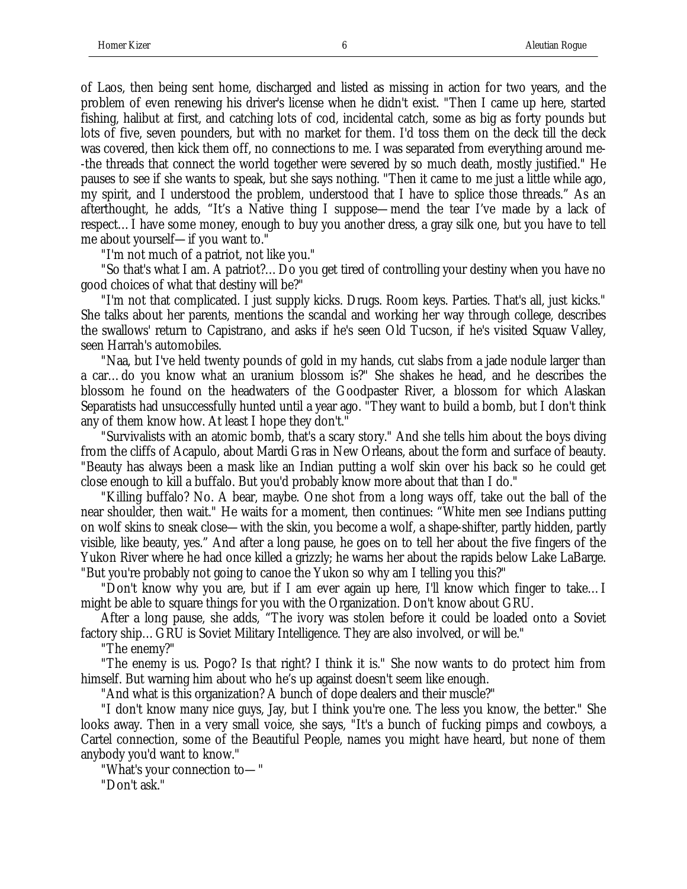of Laos, then being sent home, discharged and listed as missing in action for two years, and the problem of even renewing his driver's license when he didn't exist. "Then I came up here, started fishing, halibut at first, and catching lots of cod, incidental catch, some as big as forty pounds but lots of five, seven pounders, but with no market for them. I'd toss them on the deck till the deck was covered, then kick them off, no connections to me. I was separated from everything around me--the threads that connect the world together were severed by so much death, mostly justified." He pauses to see if she wants to speak, but she says nothing. "Then it came to me just a little while ago, my spirit, and I understood the problem, understood that I have to splice those threads." As an afterthought, he adds, "It's a Native thing I suppose—mend the tear I've made by a lack of respect… I have some money, enough to buy you another dress, a gray silk one, but you have to tell me about yourself—if you want to."

"I'm not much of a patriot, not like you."

"So that's what I am. A patriot?… Do you get tired of controlling your destiny when you have no good choices of what that destiny will be?"

"I'm not that complicated. I just supply kicks. Drugs. Room keys. Parties. That's all, just kicks." She talks about her parents, mentions the scandal and working her way through college, describes the swallows' return to Capistrano, and asks if he's seen Old Tucson, if he's visited Squaw Valley, seen Harrah's automobiles.

"Naa, but I've held twenty pounds of gold in my hands, cut slabs from a jade nodule larger than a car… do you know what an uranium blossom is?" She shakes he head, and he describes the blossom he found on the headwaters of the Goodpaster River, a blossom for which Alaskan Separatists had unsuccessfully hunted until a year ago. "They want to build a bomb, but I don't think any of them know how. At least I hope they don't."

"Survivalists with an atomic bomb, that's a scary story." And she tells him about the boys diving from the cliffs of Acapulo, about Mardi Gras in New Orleans, about the form and surface of beauty. "Beauty has always been a mask like an Indian putting a wolf skin over his back so he could get close enough to kill a buffalo. But you'd probably know more about that than I do."

"Killing buffalo? No. A bear, maybe. One shot from a long ways off, take out the ball of the near shoulder, then wait." He waits for a moment, then continues: "White men see Indians putting on wolf skins to sneak close—with the skin, you become a wolf, a shape-shifter, partly hidden, partly visible, like beauty, yes." And after a long pause, he goes on to tell her about the five fingers of the Yukon River where he had once killed a grizzly; he warns her about the rapids below Lake LaBarge. "But you're probably not going to canoe the Yukon so why am I telling you this?"

"Don't know why you are, but if I am ever again up here, I'll know which finger to take… I might be able to square things for you with the Organization. Don't know about GRU.

After a long pause, she adds, "The ivory was stolen before it could be loaded onto a Soviet factory ship… GRU is Soviet Military Intelligence. They are also involved, or will be."

"The enemy?"

"The enemy is us. Pogo? Is that right? I think it is." She now wants to do protect him from himself. But warning him about who he's up against doesn't seem like enough.

"And what is this organization? A bunch of dope dealers and their muscle?"

"I don't know many nice guys, Jay, but I think you're one. The less you know, the better." She looks away. Then in a very small voice, she says, "It's a bunch of fucking pimps and cowboys, a Cartel connection, some of the Beautiful People, names you might have heard, but none of them anybody you'd want to know."

"What's your connection to— "

"Don't ask."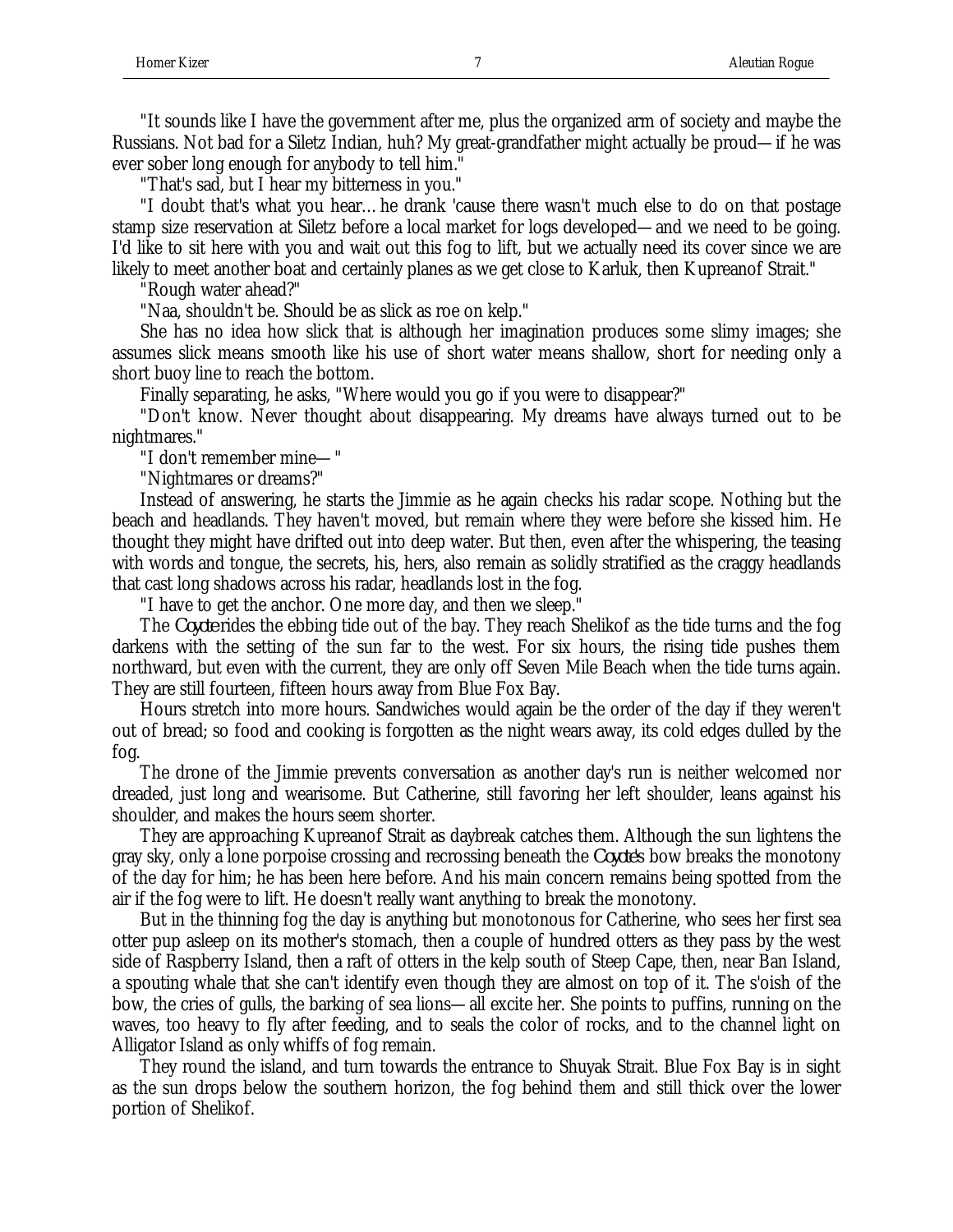"It sounds like I have the government after me, plus the organized arm of society and maybe the Russians. Not bad for a Siletz Indian, huh? My great-grandfather might actually be proud—if he was ever sober long enough for anybody to tell him."

"That's sad, but I hear my bitterness in you."

"I doubt that's what you hear... he drank 'cause there wasn't much else to do on that postage stamp size reservation at Siletz before a local market for logs developed—and we need to be going. I'd like to sit here with you and wait out this fog to lift, but we actually need its cover since we are likely to meet another boat and certainly planes as we get close to Karluk, then Kupreanof Strait."

"Rough water ahead?"

"Naa, shouldn't be. Should be as slick as roe on kelp."

She has no idea how slick that is although her imagination produces some slimy images; she assumes slick means smooth like his use of short water means shallow, short for needing only a short buoy line to reach the bottom.

Finally separating, he asks, "Where would you go if you were to disappear?"

"Don't know. Never thought about disappearing. My dreams have always turned out to be nightmares."

"I don't remember mine— "

"Nightmares or dreams?"

Instead of answering, he starts the Jimmie as he again checks his radar scope. Nothing but the beach and headlands. They haven't moved, but remain where they were before she kissed him. He thought they might have drifted out into deep water. But then, even after the whispering, the teasing with words and tongue, the secrets, his, hers, also remain as solidly stratified as the craggy headlands that cast long shadows across his radar, headlands lost in the fog.

"I have to get the anchor. One more day, and then we sleep."

The *Coyote* rides the ebbing tide out of the bay. They reach Shelikof as the tide turns and the fog darkens with the setting of the sun far to the west. For six hours, the rising tide pushes them northward, but even with the current, they are only off Seven Mile Beach when the tide turns again. They are still fourteen, fifteen hours away from Blue Fox Bay.

Hours stretch into more hours. Sandwiches would again be the order of the day if they weren't out of bread; so food and cooking is forgotten as the night wears away, its cold edges dulled by the fog.

The drone of the Jimmie prevents conversation as another day's run is neither welcomed nor dreaded, just long and wearisome. But Catherine, still favoring her left shoulder, leans against his shoulder, and makes the hours seem shorter.

They are approaching Kupreanof Strait as daybreak catches them. Although the sun lightens the gray sky, only a lone porpoise crossing and recrossing beneath the *Coyote's* bow breaks the monotony of the day for him; he has been here before. And his main concern remains being spotted from the air if the fog were to lift. He doesn't really want anything to break the monotony.

But in the thinning fog the day is anything but monotonous for Catherine, who sees her first sea otter pup asleep on its mother's stomach, then a couple of hundred otters as they pass by the west side of Raspberry Island, then a raft of otters in the kelp south of Steep Cape, then, near Ban Island, a spouting whale that she can't identify even though they are almost on top of it. The s'oish of the bow, the cries of gulls, the barking of sea lions—all excite her. She points to puffins, running on the waves, too heavy to fly after feeding, and to seals the color of rocks, and to the channel light on Alligator Island as only whiffs of fog remain.

They round the island, and turn towards the entrance to Shuyak Strait. Blue Fox Bay is in sight as the sun drops below the southern horizon, the fog behind them and still thick over the lower portion of Shelikof.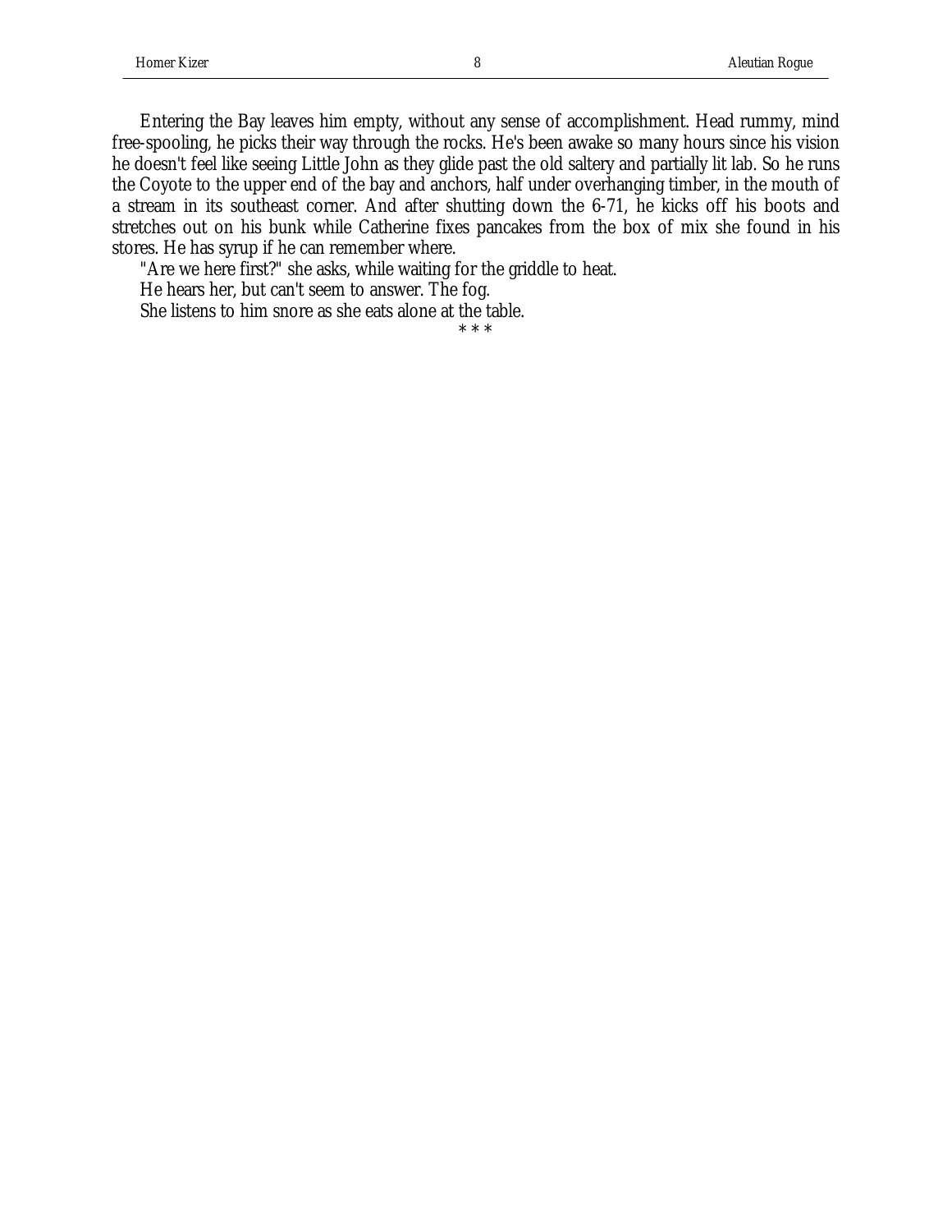Entering the Bay leaves him empty, without any sense of accomplishment. Head rummy, mind free-spooling, he picks their way through the rocks. He's been awake so many hours since his vision he doesn't feel like seeing Little John as they glide past the old saltery and partially lit lab. So he runs the Coyote to the upper end of the bay and anchors, half under overhanging timber, in the mouth of a stream in its southeast corner. And after shutting down the 6-71, he kicks off his boots and stretches out on his bunk while Catherine fixes pancakes from the box of mix she found in his stores. He has syrup if he can remember where.

"Are we here first?" she asks, while waiting for the griddle to heat.

He hears her, but can't seem to answer. The fog.

She listens to him snore as she eats alone at the table.

\* \* \*